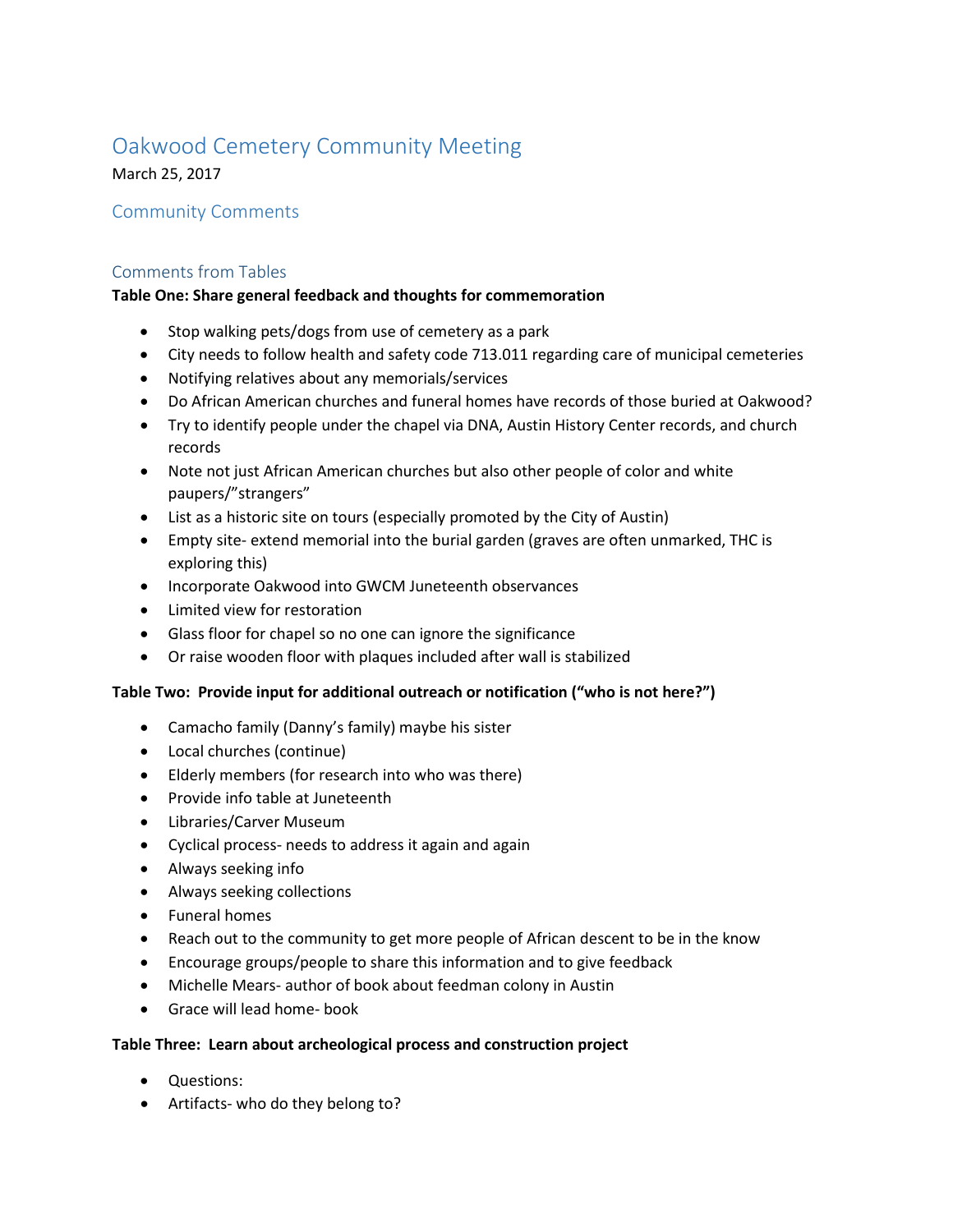# Oakwood Cemetery Community Meeting

March 25, 2017

## Community Comments

### Comments from Tables

**Table One: Share general feedback and thoughts for commemoration**

- Stop walking pets/dogs from use of cemetery as a park
- City needs to follow health and safety code 713.011 regarding care of municipal cemeteries
- Notifying relatives about any memorials/services
- Do African American churches and funeral homes have records of those buried at Oakwood?
- Try to identify people under the chapel via DNA, Austin History Center records, and church records
- Note not just African American churches but also other people of color and white paupers/"strangers"
- List as a historic site on tours (especially promoted by the City of Austin)
- Empty site- extend memorial into the burial garden (graves are often unmarked, THC is exploring this)
- Incorporate Oakwood into GWCM Juneteenth observances
- Limited view for restoration
- Glass floor for chapel so no one can ignore the significance
- Or raise wooden floor with plaques included after wall is stabilized

**Table Two: Provide input for additional outreach or notification ("who is not here?")**

- Camacho family (Danny's family) maybe his sister
- Local churches (continue)
- Elderly members (for research into who was there)
- Provide info table at Juneteenth
- Libraries/Carver Museum
- Cyclical process- needs to address it again and again
- Always seeking info
- Always seeking collections
- Funeral homes
- Reach out to the community to get more people of African descent to be in the know
- Encourage groups/people to share this information and to give feedback
- Michelle Mears- author of book about feedman colony in Austin
- Grace will lead home- book

**Table Three: Learn about archeological process and construction project**

- Questions:
- Artifacts- who do they belong to?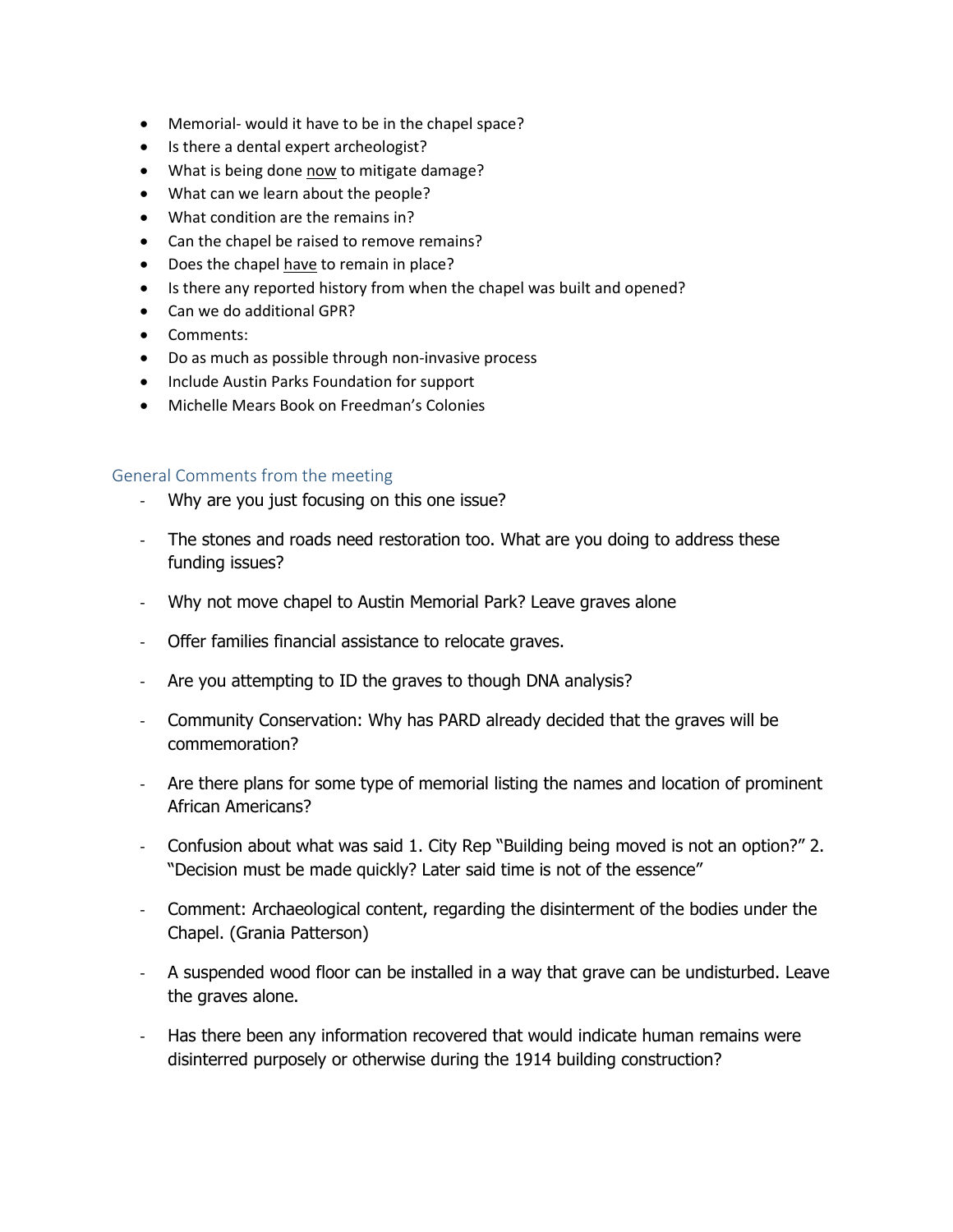- Memorial- would it have to be in the chapel space?
- Is there a dental expert archeologist?
- What is being done <u>now</u> to mitigate damage?
- What can we learn about the people?
- What condition are the remains in?
- Can the chapel be raised to remove remains?
- Does the chapel <u>have</u> to remain in place?
- Is there any reported history from when the chapel was built and opened?
- Can we do additional GPR?
- Comments:
- Do as much as possible through non-invasive process
- Include Austin Parks Foundation for support
- Michelle Mears Book on Freedman's Colonies

### General Comments from the meeting

- Why are you just focusing on this one issue?
- The stones and roads need restoration too. What are you doing to address these funding issues?
- Why not move chapel to Austin Memorial Park? Leave graves alone
- Offer families financial assistance to relocate graves.
- Are you attempting to ID the graves to though DNA analysis?
- Community Conservation: Why has PARD already decided that the graves will be commemoration?
- Are there plans for some type of memorial listing the names and location of prominent African Americans?
- Confusion about what was said 1. City Rep "Building being moved is not an option?" 2. "Decision must be made quickly? Later said time is not of the essence"
- Comment: Archaeological content, regarding the disinterment of the bodies under the Chapel. (Grania Patterson)
- A suspended wood floor can be installed in a way that grave can be undisturbed. Leave the graves alone.
- Has there been any information recovered that would indicate human remains were disinterred purposely or otherwise during the 1914 building construction?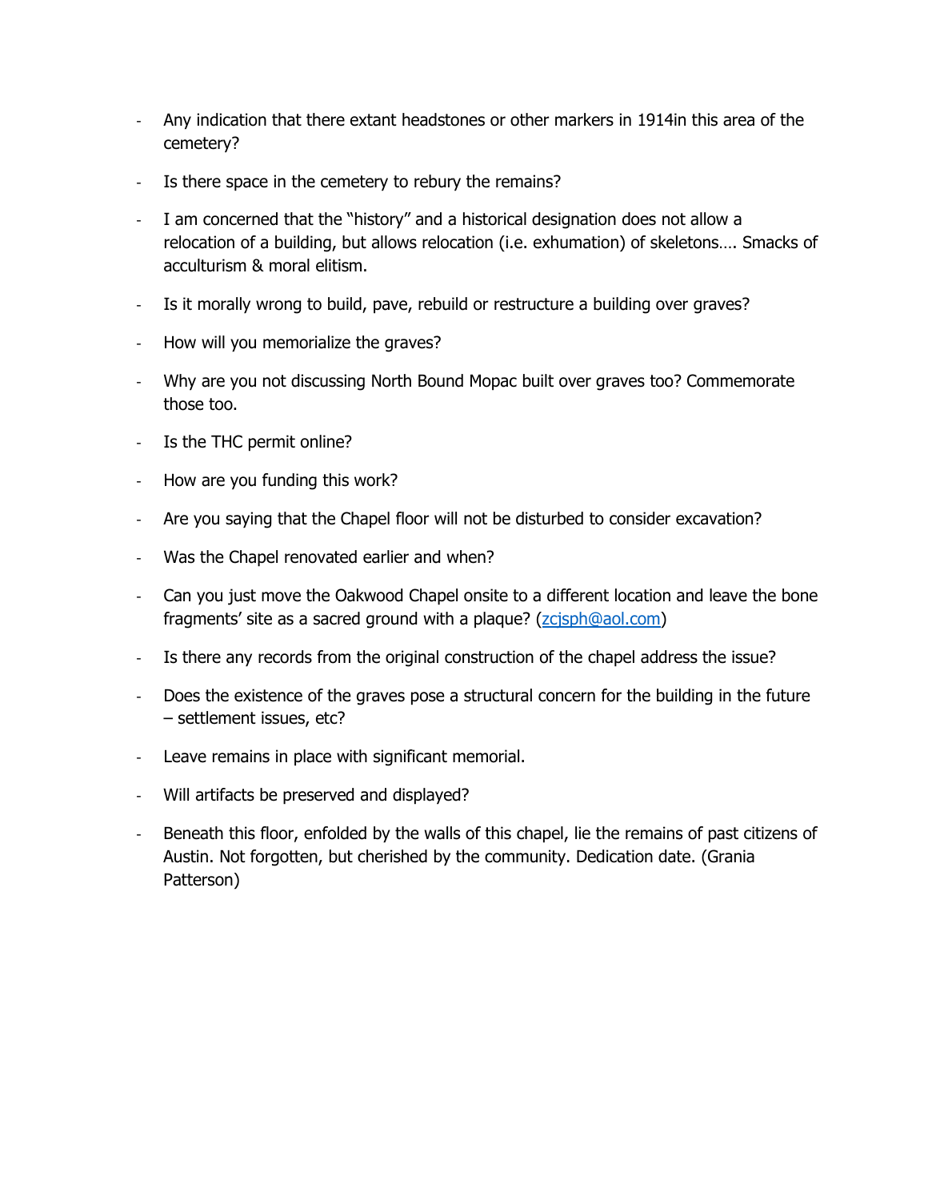- Any indication that there extant headstones or other markers in 1914in this area of the cemetery?
- Is there space in the cemetery to rebury the remains?
- I am concerned that the "history" and a historical designation does not allow a relocation of a building, but allows relocation (i.e. exhumation) of skeletons…. Smacks of acculturism & moral elitism.
- Is it morally wrong to build, pave, rebuild or restructure a building over graves?
- How will you memorialize the graves?
- Why are you not discussing North Bound Mopac built over graves too? Commemorate those too.
- Is the THC permit online?
- How are you funding this work?
- Are you saying that the Chapel floor will not be disturbed to consider excavation?
- Was the Chapel renovated earlier and when?
- Can you just move the Oakwood Chapel onsite to a different location and leave the bone fragments' site as a sacred ground with a plaque? (zcjsph@aol.com)
- Is there any records from the original construction of the chapel address the issue?
- Does the existence of the graves pose a structural concern for the building in the future – settlement issues, etc?
- Leave remains in place with significant memorial.
- Will artifacts be preserved and displayed?
- Beneath this floor, enfolded by the walls of this chapel, lie the remains of past citizens of Austin. Not forgotten, but cherished by the community. Dedication date. (Grania Patterson)